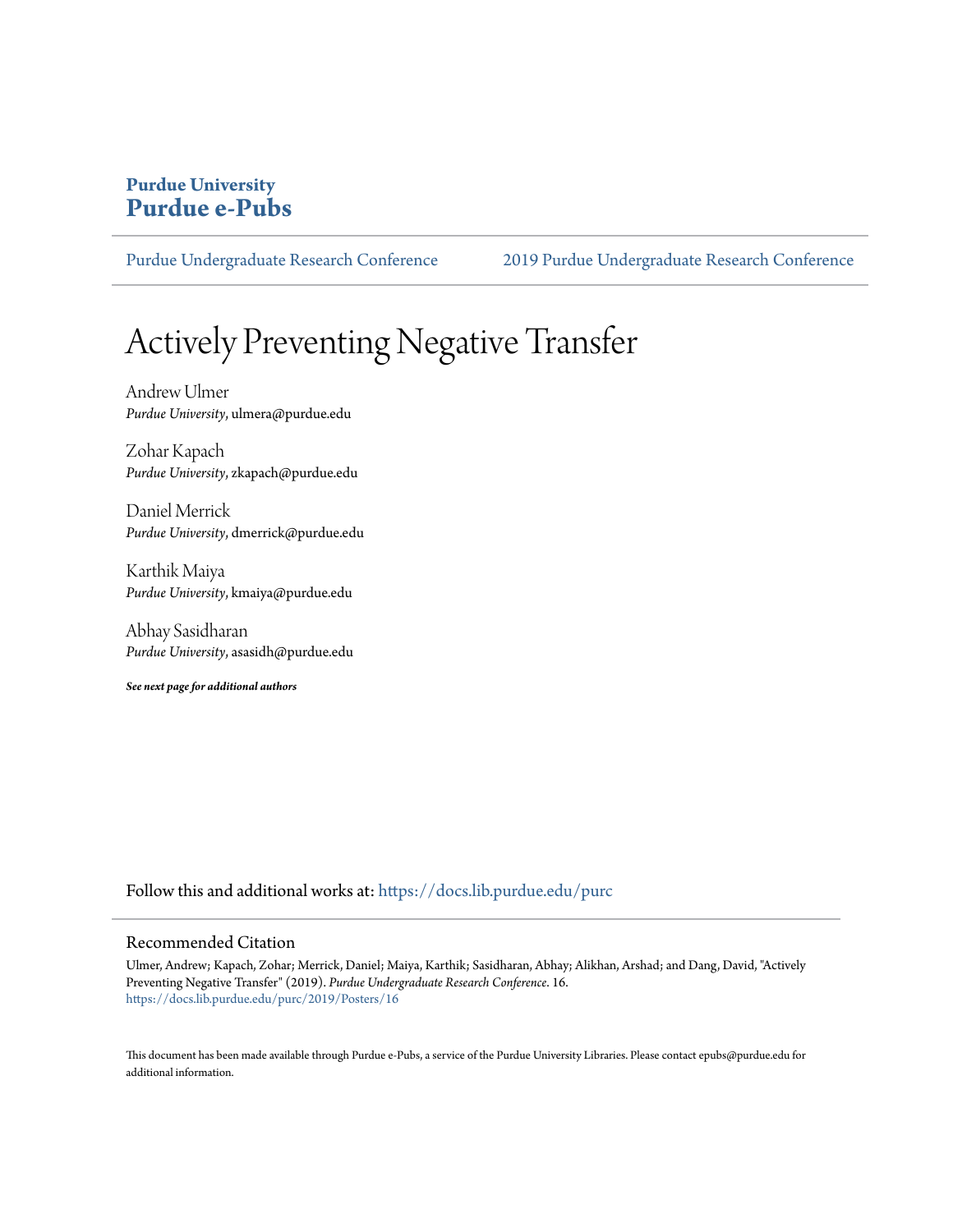**Purdue University**
**Purdue e-Pubs**

Purdue Undergraduate Research Conference | 2019 Purdue Undergraduate Research Conference

# Actively Preventing Negative Transfer

Andrew Ulmer
*Purdue University*, ulmera@purdue.edu

Zohar Kapach
*Purdue University*, zkapach@purdue.edu

Daniel Merrick
*Purdue University*, dmerrick@purdue.edu

Karthik Maiya
*Purdue University*, kmaiya@purdue.edu

Abhay Sasidharan
*Purdue University*, asasidh@purdue.edu

***See next page for additional authors***

Follow this and additional works at: https://docs.lib.purdue.edu/purc

## Recommended Citation

Ulmer, Andrew; Kapach, Zohar; Merrick, Daniel; Maiya, Karthik; Sasidharan, Abhay; Alikhan, Arshad; and Dang, David, "Actively Preventing Negative Transfer" (2019). *Purdue Undergraduate Research Conference*. 16.
https://docs.lib.purdue.edu/purc/2019/Posters/16

This document has been made available through Purdue e-Pubs, a service of the Purdue University Libraries. Please contact epubs@purdue.edu for additional information.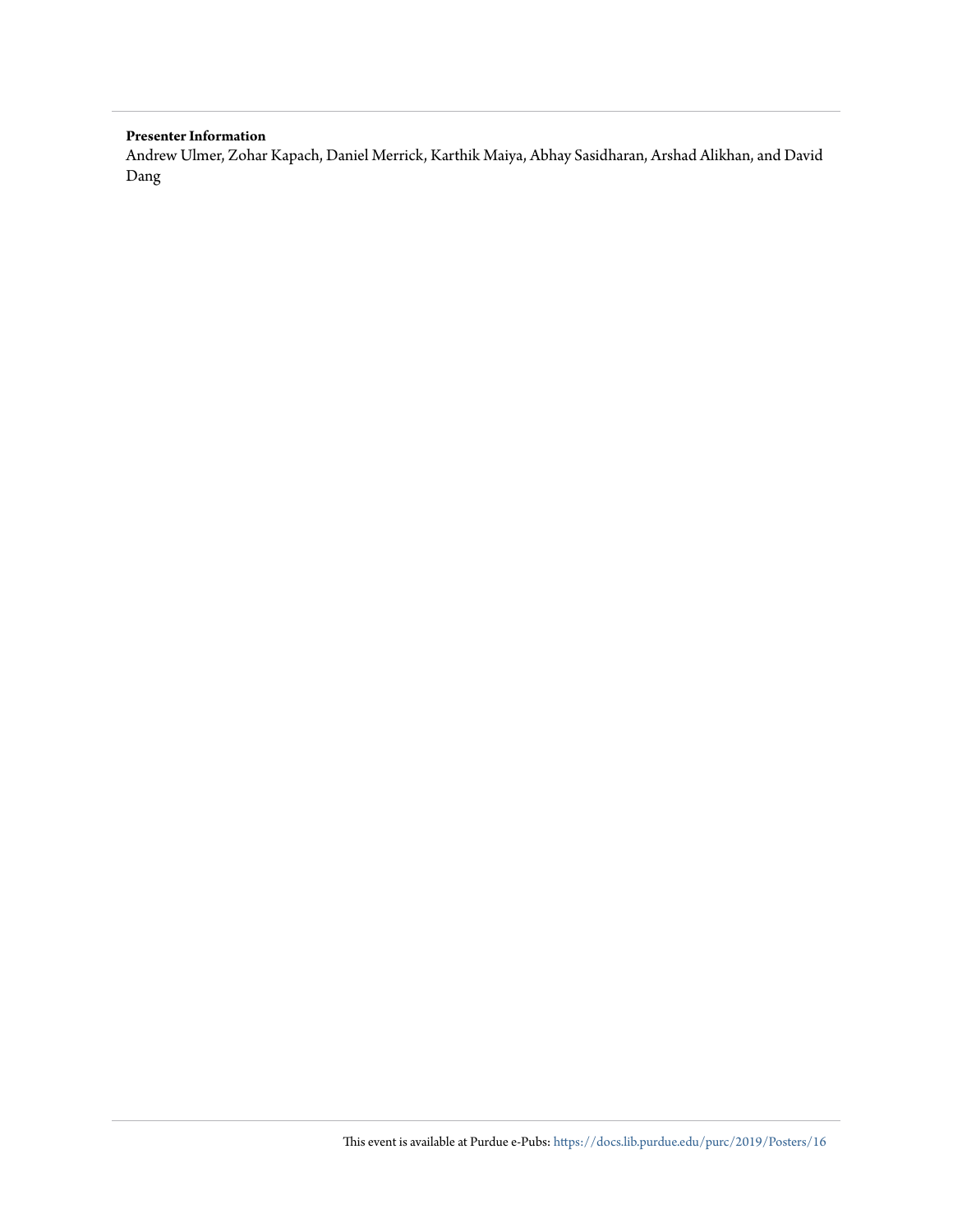**Presenter Information**

Andrew Ulmer, Zohar Kapach, Daniel Merrick, Karthik Maiya, Abhay Sasidharan, Arshad Alikhan, and David Dang

This event is available at Purdue e-Pubs: https://docs.lib.purdue.edu/purc/2019/Posters/16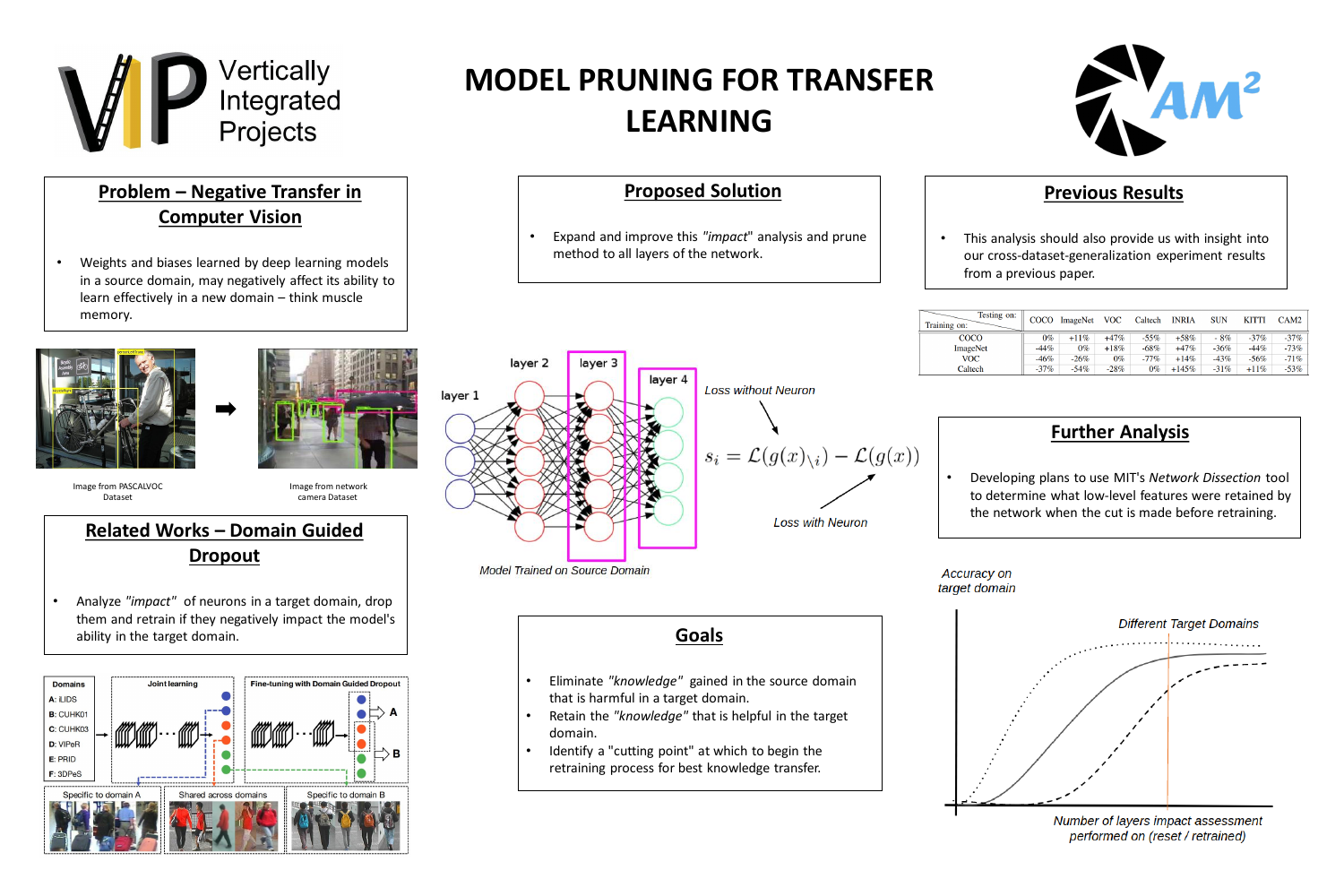# MODEL PRUNING FOR TRANSFER LEARNING

Vertically Integrated Projects

AM²

## Problem – Negative Transfer in Computer Vision

- Weights and biases learned by deep learning models in a source domain, may negatively affect its ability to learn effectively in a new domain – think muscle memory.

Image from PASCALVOC Dataset

Image from network camera Dataset

## Related Works – Domain Guided Dropout

- Analyze *"impact"* of neurons in a target domain, drop them and retrain if they negatively impact the model's ability in the target domain.

Domains
A: iLIDS
B: CUHK01
C: CUHK03
D: VIPeR
E: PRID
F: 3DPeS

Joint learning

Fine-tuning with Domain Guided Dropout

Specific to domain A

Shared across domains

Specific to domain B

## Proposed Solution

- Expand and improve this *"impact"* analysis and prune method to all layers of the network.

layer 1
layer 2
layer 3
layer 4

Loss without Neuron

$$s_i = \mathcal{L}(g(x)_{\setminus i}) - \mathcal{L}(g(x))$$

Loss with Neuron

Model Trained on Source Domain

## Goals

- Eliminate *"knowledge"* gained in the source domain that is harmful in a target domain.
- Retain the *"knowledge"* that is helpful in the target domain.
- Identify a "cutting point" at which to begin the retraining process for best knowledge transfer.

## Previous Results

- This analysis should also provide us with insight into our cross-dataset-generalization experiment results from a previous paper.

| Training on: \ Testing on: | COCO | ImageNet | VOC | Caltech | INRIA | SUN | KITTI | CAM2 |
|---|---|---|---|---|---|---|---|---|
| COCO | 0% | +11% | +47% | -55% | +58% | - 8% | -37% | -37% |
| ImageNet | -44% | 0% | +18% | -68% | +47% | -36% | -44% | -73% |
| VOC | -46% | -26% | 0% | -77% | +14% | -43% | -56% | -71% |
| Caltech | -37% | -54% | -28% | 0% | +145% | -31% | +11% | -53% |

## Further Analysis

- Developing plans to use MIT's *Network Dissection* tool to determine what low-level features were retained by the network when the cut is made before retraining.

Accuracy on target domain

Different Target Domains

Number of layers impact assessment performed on (reset / retrained)